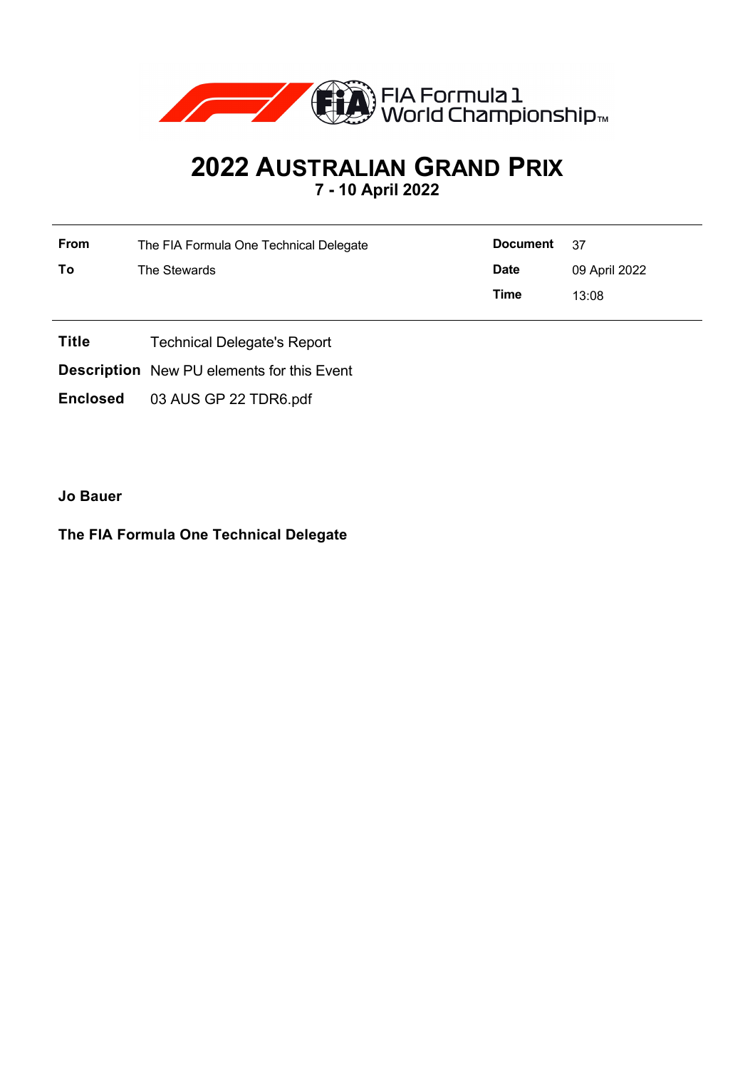# 2022 AUSTRALIAN GRAND PRIX

**7 - 10 April 2022**

| | | | |
|---|---|---|---|
| **From** | The FIA Formula One Technical Delegate | **Document** | 37 |
| **To** | The Stewards | **Date** | 09 April 2022 |
| | | **Time** | 13:08 |

**Title** Technical Delegate's Report

**Description** New PU elements for this Event

**Enclosed** 03 AUS GP 22 TDR6.pdf

**Jo Bauer**

**The FIA Formula One Technical Delegate**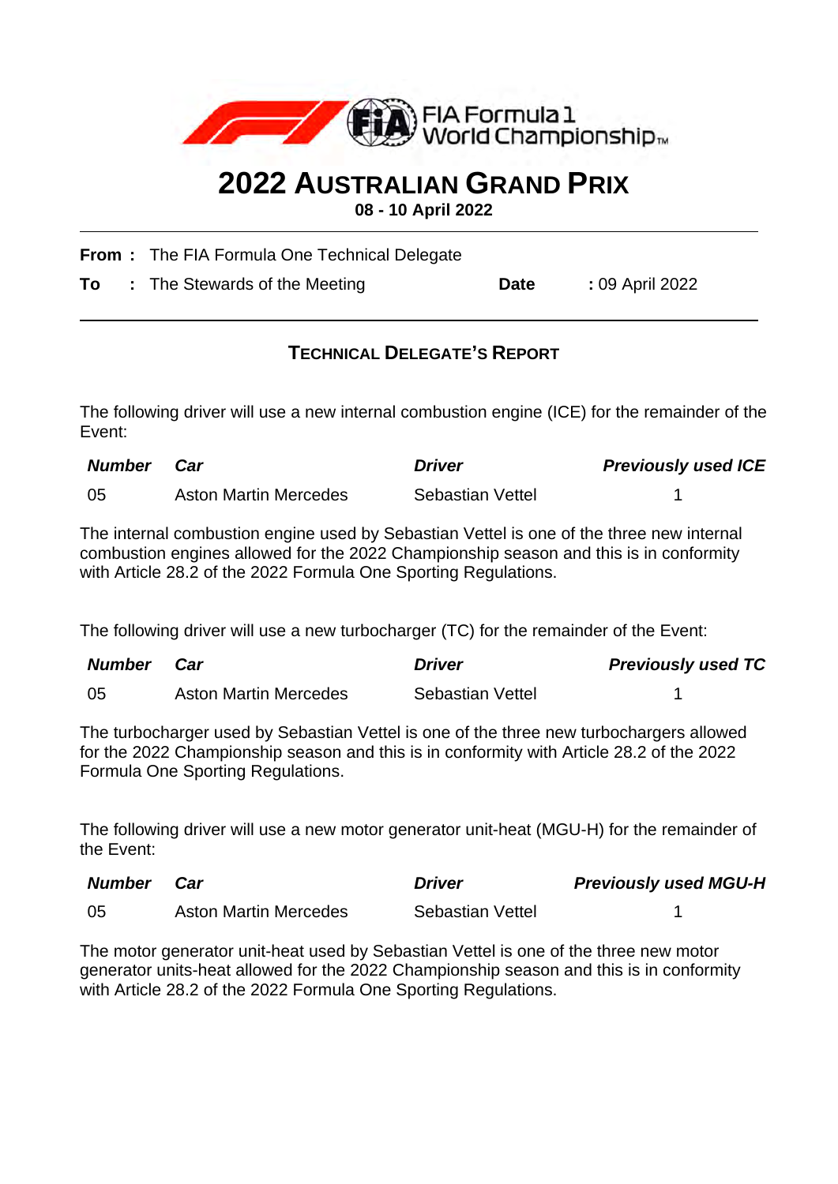# 2022 AUSTRALIAN GRAND PRIX

**08 - 10 April 2022**

**From :** The FIA Formula One Technical Delegate

**To :** The Stewards of the Meeting **Date** : 09 April 2022

## TECHNICAL DELEGATE'S REPORT

The following driver will use a new internal combustion engine (ICE) for the remainder of the Event:

| ***Number*** | ***Car*** | ***Driver*** | ***Previously used ICE*** |
|---|---|---|---|
| 05 | Aston Martin Mercedes | Sebastian Vettel | 1 |

The internal combustion engine used by Sebastian Vettel is one of the three new internal combustion engines allowed for the 2022 Championship season and this is in conformity with Article 28.2 of the 2022 Formula One Sporting Regulations.

The following driver will use a new turbocharger (TC) for the remainder of the Event:

| ***Number*** | ***Car*** | ***Driver*** | ***Previously used TC*** |
|---|---|---|---|
| 05 | Aston Martin Mercedes | Sebastian Vettel | 1 |

The turbocharger used by Sebastian Vettel is one of the three new turbochargers allowed for the 2022 Championship season and this is in conformity with Article 28.2 of the 2022 Formula One Sporting Regulations.

The following driver will use a new motor generator unit-heat (MGU-H) for the remainder of the Event:

| ***Number*** | ***Car*** | ***Driver*** | ***Previously used MGU-H*** |
|---|---|---|---|
| 05 | Aston Martin Mercedes | Sebastian Vettel | 1 |

The motor generator unit-heat used by Sebastian Vettel is one of the three new motor generator units-heat allowed for the 2022 Championship season and this is in conformity with Article 28.2 of the 2022 Formula One Sporting Regulations.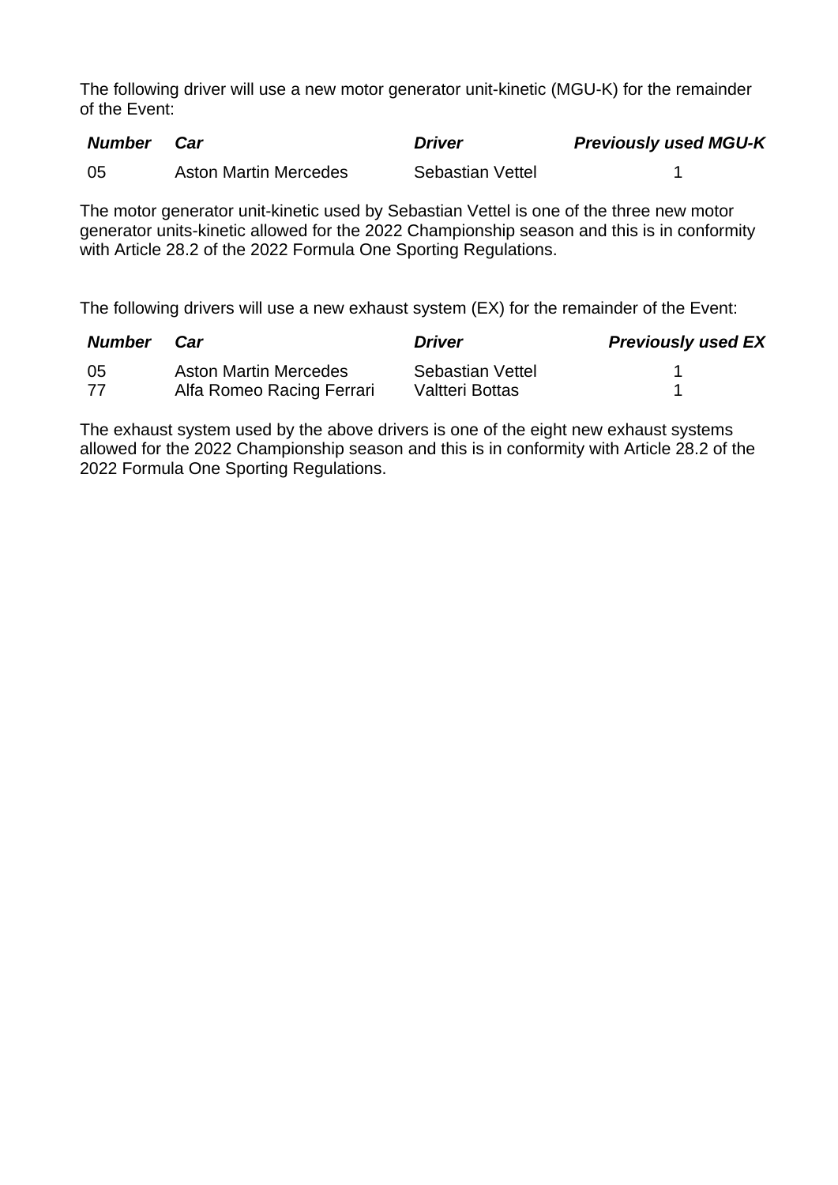The following driver will use a new motor generator unit-kinetic (MGU-K) for the remainder of the Event:

| ***Number*** | ***Car*** | ***Driver*** | ***Previously used MGU-K*** |
|---|---|---|---|
| 05 | Aston Martin Mercedes | Sebastian Vettel | 1 |

The motor generator unit-kinetic used by Sebastian Vettel is one of the three new motor generator units-kinetic allowed for the 2022 Championship season and this is in conformity with Article 28.2 of the 2022 Formula One Sporting Regulations.

The following drivers will use a new exhaust system (EX) for the remainder of the Event:

| ***Number*** | ***Car*** | ***Driver*** | ***Previously used EX*** |
|---|---|---|---|
| 05 | Aston Martin Mercedes | Sebastian Vettel | 1 |
| 77 | Alfa Romeo Racing Ferrari | Valtteri Bottas | 1 |

The exhaust system used by the above drivers is one of the eight new exhaust systems allowed for the 2022 Championship season and this is in conformity with Article 28.2 of the 2022 Formula One Sporting Regulations.